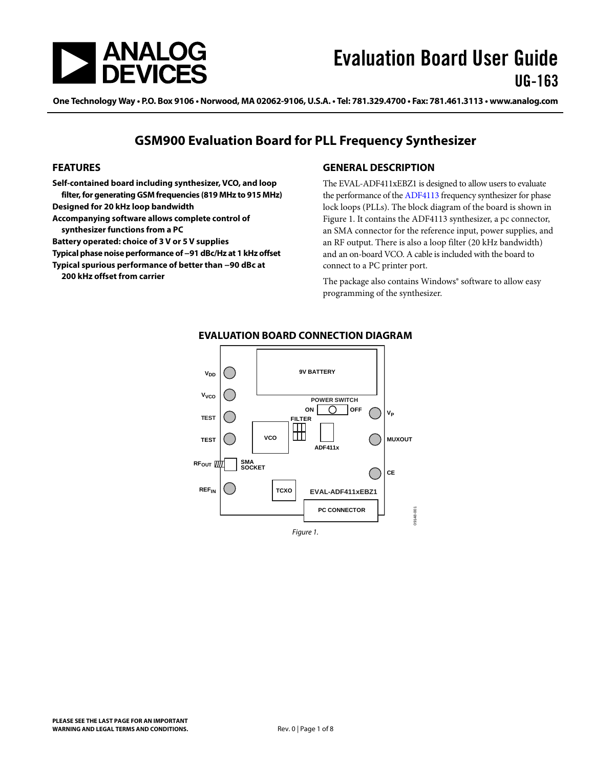# Evaluation Board User Guide
## UG-163

One Technology Way • P.O. Box 9106 • Norwood, MA 02062-9106, U.S.A. • Tel: 781.329.4700 • Fax: 781.461.3113 • www.analog.com

## GSM900 Evaluation Board for PLL Frequency Synthesizer

### FEATURES

- **Self-contained board including synthesizer, VCO, and loop filter, for generating GSM frequencies (819 MHz to 915 MHz)**
- **Designed for 20 kHz loop bandwidth**
- **Accompanying software allows complete control of synthesizer functions from a PC**
- **Battery operated: choice of 3 V or 5 V supplies**
- **Typical phase noise performance of −91 dBc/Hz at 1 kHz offset**
- **Typical spurious performance of better than −90 dBc at 200 kHz offset from carrier**

### GENERAL DESCRIPTION

The EVAL-ADF411xEBZ1 is designed to allow users to evaluate the performance of the ADF4113 frequency synthesizer for phase lock loops (PLLs). The block diagram of the board is shown in Figure 1. It contains the ADF4113 synthesizer, a pc connector, an SMA connector for the reference input, power supplies, and an RF output. There is also a loop filter (20 kHz bandwidth) and an on-board VCO. A cable is included with the board to connect to a PC printer port.

The package also contains Windows® software to allow easy programming of the synthesizer.

### EVALUATION BOARD CONNECTION DIAGRAM

$V_{DD}$, $V_{VCO}$, TEST, TEST, $RF_{OUT}$, SMA SOCKET, $REF_{IN}$, 9V BATTERY, POWER SWITCH, ON, OFF, FILTER, VCO, ADF411x, TCXO, EVAL-ADF411xEBZ1, PC CONNECTOR, $V_P$, MUXOUT, CE

09148-001

*Figure 1.*

PLEASE SEE THE LAST PAGE FOR AN IMPORTANT WARNING AND LEGAL TERMS AND CONDITIONS.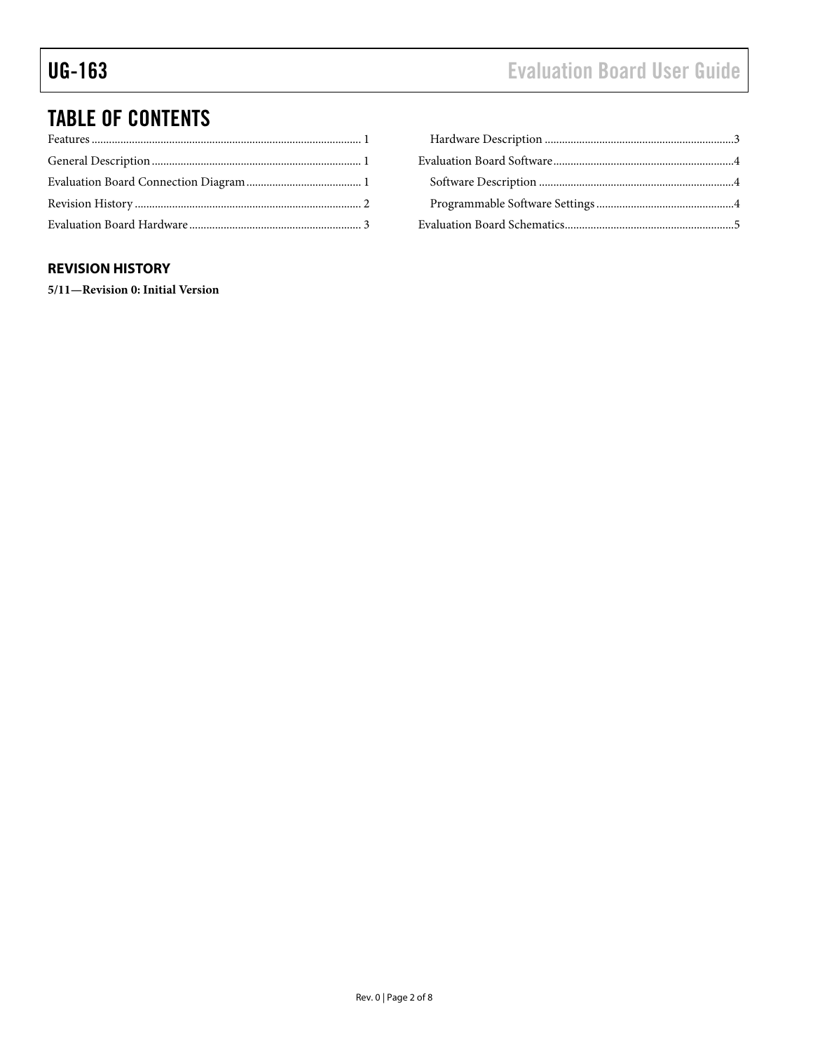## TABLE OF CONTENTS

Features ........................................................................................ 1
General Description .................................................................... 1
Evaluation Board Connection Diagram ...................................... 1
Revision History ........................................................................... 2
Evaluation Board Hardware ......................................................... 3
  Hardware Description ............................................................... 3
Evaluation Board Software ........................................................... 4
  Software Description ................................................................. 4
  Programmable Software Settings .............................................. 4
Evaluation Board Schematics ....................................................... 5

### REVISION HISTORY

**5/11—Revision 0: Initial Version**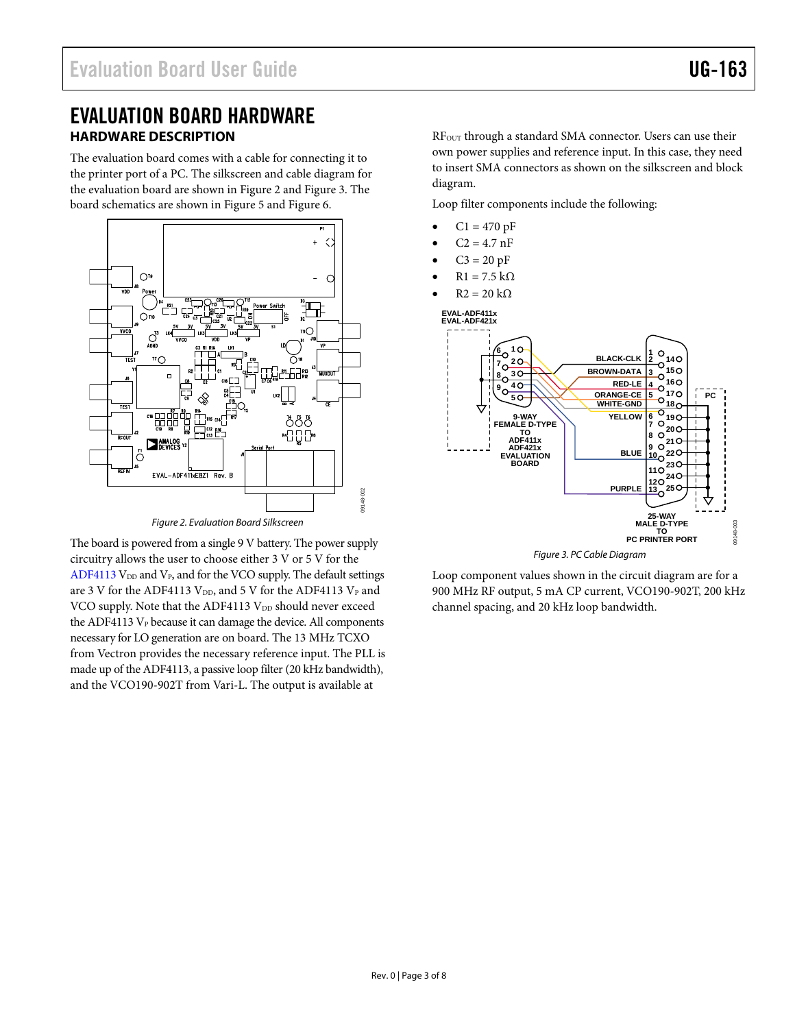# EVALUATION BOARD HARDWARE

## HARDWARE DESCRIPTION

The evaluation board comes with a cable for connecting it to the printer port of a PC. The silkscreen and cable diagram for the evaluation board are shown in Figure 2 and Figure 3. The board schematics are shown in Figure 5 and Figure 6.

Figure 2. Evaluation Board Silkscreen

The board is powered from a single 9 V battery. The power supply circuitry allows the user to choose either 3 V or 5 V for the ADF4113 $V_{DD}$ and $V_P$, and for the VCO supply. The default settings are 3 V for the ADF4113 $V_{DD}$, and 5 V for the ADF4113 $V_P$ and VCO supply. Note that the ADF4113 $V_{DD}$ should never exceed the ADF4113 $V_P$ because it can damage the device. All components necessary for LO generation are on board. The 13 MHz TCXO from Vectron provides the necessary reference input. The PLL is made up of the ADF4113, a passive loop filter (20 kHz bandwidth), and the VCO190-902T from Vari-L. The output is available at $RF_{OUT}$ through a standard SMA connector. Users can use their own power supplies and reference input. In this case, they need to insert SMA connectors as shown on the silkscreen and block diagram.

Loop filter components include the following:

- C1 = 470 pF
- C2 = 4.7 nF
- C3 = 20 pF
- R1 = 7.5 kΩ
- R2 = 20 kΩ

Figure 3. PC Cable Diagram

Loop component values shown in the circuit diagram are for a 900 MHz RF output, 5 mA CP current, VCO190-902T, 200 kHz channel spacing, and 20 kHz loop bandwidth.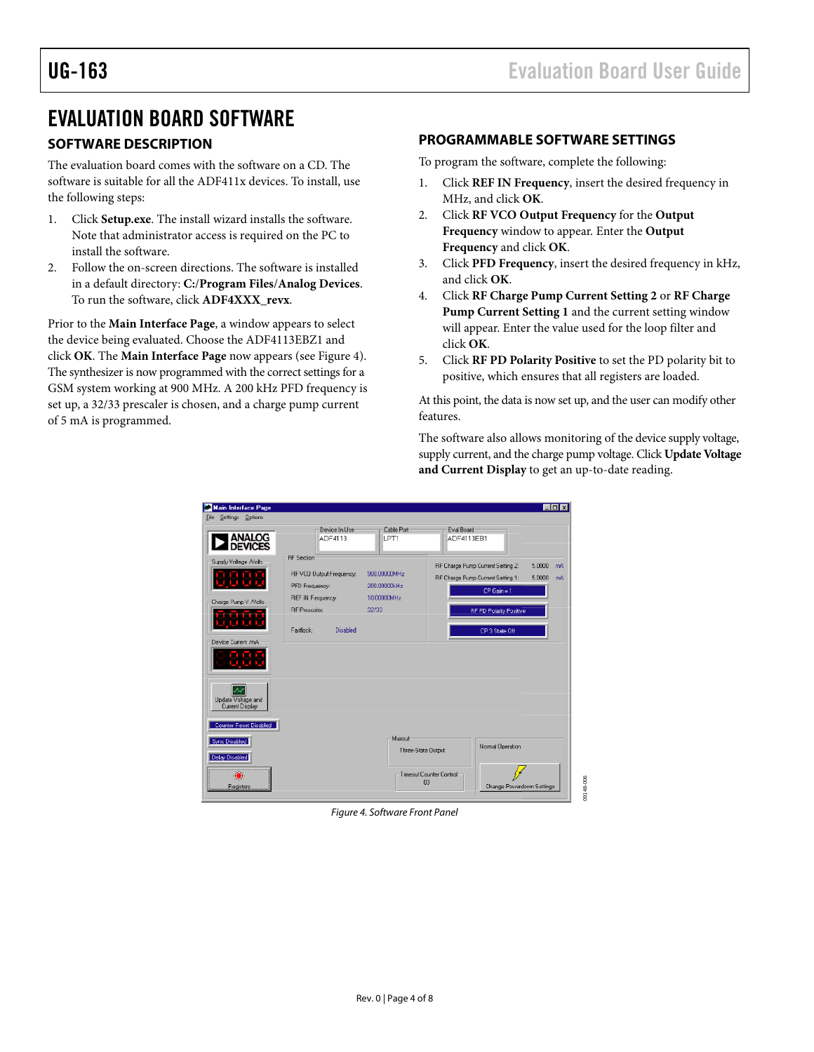# EVALUATION BOARD SOFTWARE

## SOFTWARE DESCRIPTION

The evaluation board comes with the software on a CD. The software is suitable for all the ADF411x devices. To install, use the following steps:

1. Click **Setup.exe**. The install wizard installs the software. Note that administrator access is required on the PC to install the software.
2. Follow the on-screen directions. The software is installed in a default directory: **C:/Program Files/Analog Devices**. To run the software, click **ADF4XXX_revx**.

Prior to the **Main Interface Page**, a window appears to select the device being evaluated. Choose the ADF4113EBZ1 and click **OK**. The **Main Interface Page** now appears (see Figure 4). The synthesizer is now programmed with the correct settings for a GSM system working at 900 MHz. A 200 kHz PFD frequency is set up, a 32/33 prescaler is chosen, and a charge pump current of 5 mA is programmed.

## PROGRAMMABLE SOFTWARE SETTINGS

To program the software, complete the following:

1. Click **REF IN Frequency**, insert the desired frequency in MHz, and click **OK**.
2. Click **RF VCO Output Frequency** for the **Output Frequency** window to appear. Enter the **Output Frequency** and click **OK**.
3. Click **PFD Frequency**, insert the desired frequency in kHz, and click **OK**.
4. Click **RF Charge Pump Current Setting 2** or **RF Charge Pump Current Setting 1** and the current setting window will appear. Enter the value used for the loop filter and click **OK**.
5. Click **RF PD Polarity Positive** to set the PD polarity bit to positive, which ensures that all registers are loaded.

At this point, the data is now set up, and the user can modify other features.

The software also allows monitoring of the device supply voltage, supply current, and the charge pump voltage. Click **Update Voltage and Current Display** to get an up-to-date reading.

*Figure 4. Software Front Panel*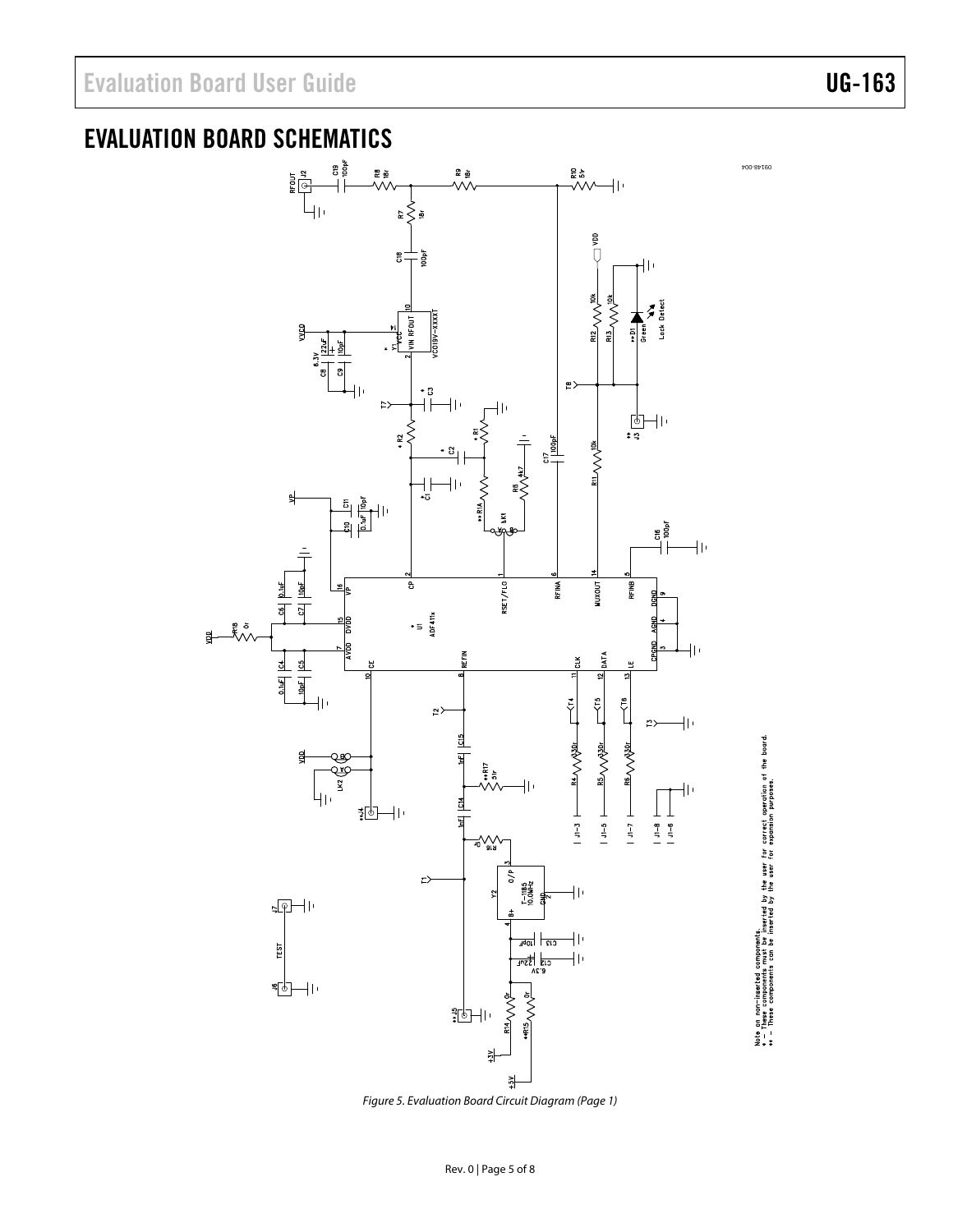## EVALUATION BOARD SCHEMATICS

Figure 5. Evaluation Board Circuit Diagram (Page 1)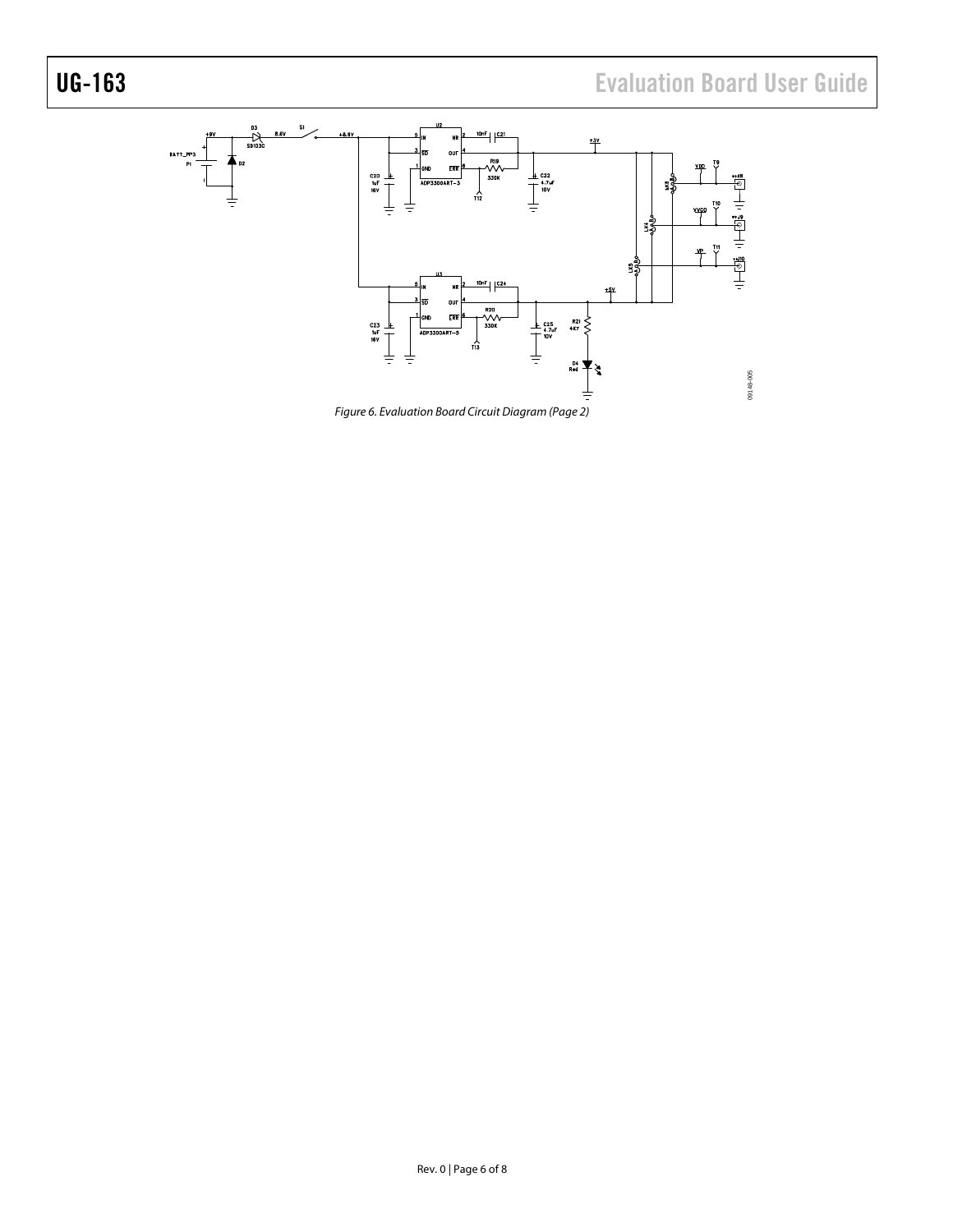Figure 6. Evaluation Board Circuit Diagram (Page 2)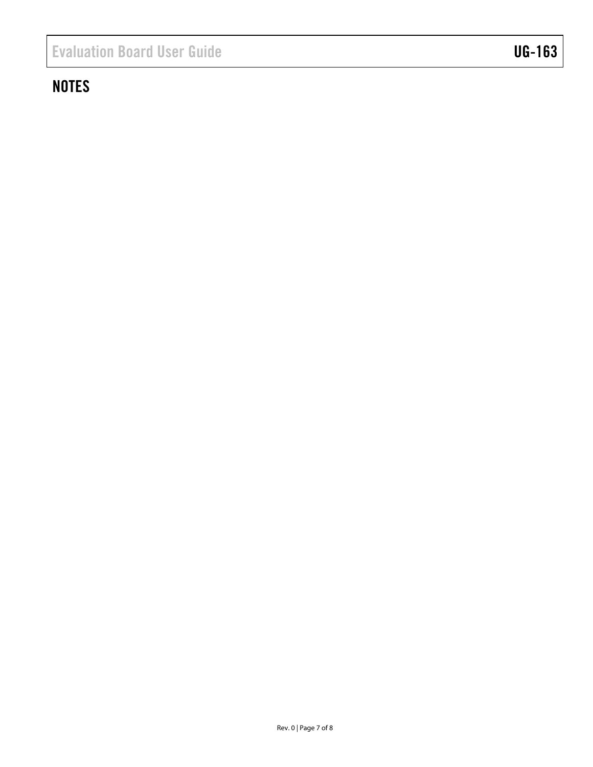## NOTES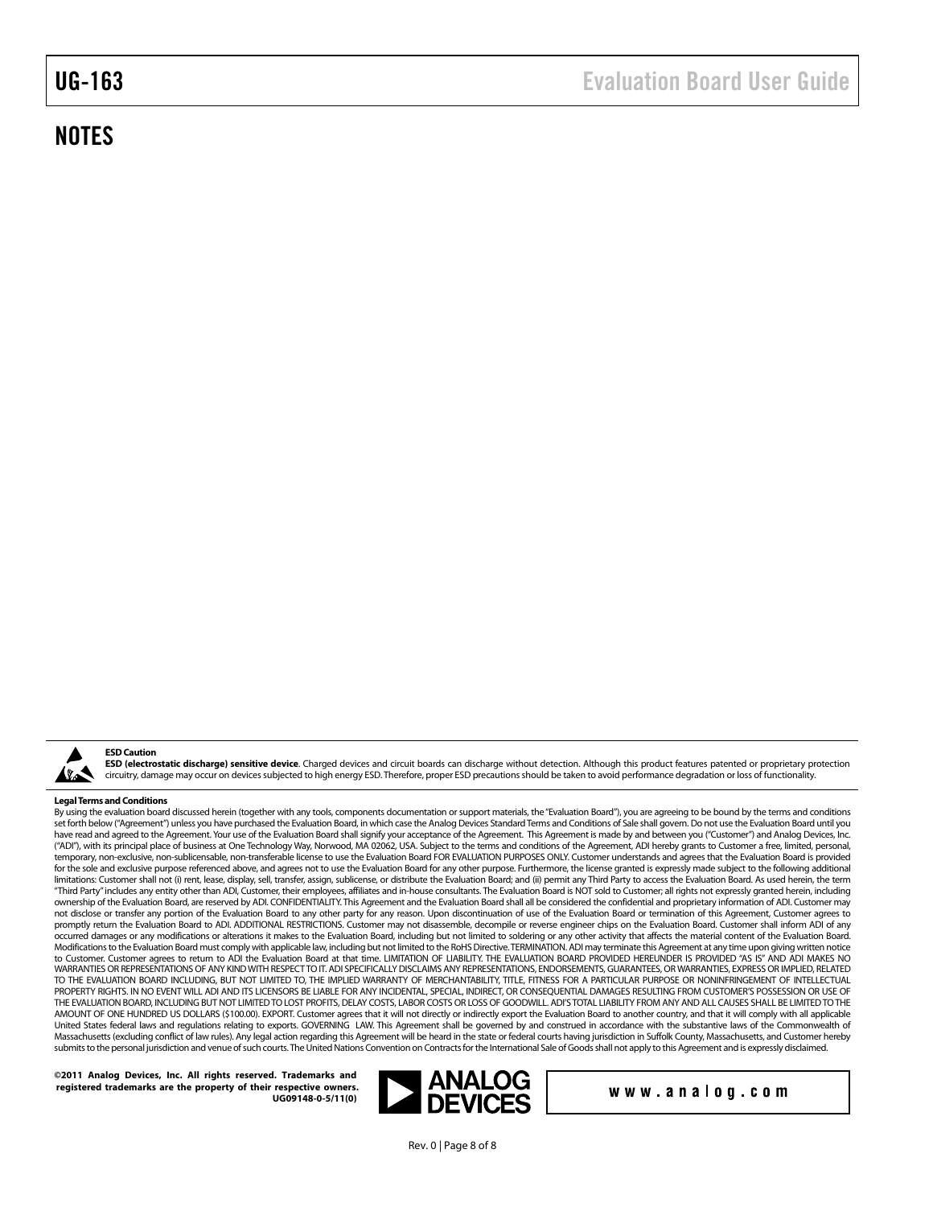## NOTES

**ESD Caution**

**ESD (electrostatic discharge) sensitive device**. Charged devices and circuit boards can discharge without detection. Although this product features patented or proprietary protection circuitry, damage may occur on devices subjected to high energy ESD. Therefore, proper ESD precautions should be taken to avoid performance degradation or loss of functionality.

**Legal Terms and Conditions**

By using the evaluation board discussed herein (together with any tools, components documentation or support materials, the "Evaluation Board"), you are agreeing to be bound by the terms and conditions set forth below ("Agreement") unless you have purchased the Evaluation Board, in which case the Analog Devices Standard Terms and Conditions of Sale shall govern. Do not use the Evaluation Board until you have read and agreed to the Agreement. Your use of the Evaluation Board shall signify your acceptance of the Agreement. This Agreement is made by and between you ("Customer") and Analog Devices, Inc. ("ADI"), with its principal place of business at One Technology Way, Norwood, MA 02062, USA. Subject to the terms and conditions of the Agreement, ADI hereby grants to Customer a free, limited, personal, temporary, non-exclusive, non-sublicensable, non-transferable license to use the Evaluation Board FOR EVALUATION PURPOSES ONLY. Customer understands and agrees that the Evaluation Board is provided for the sole and exclusive purpose referenced above, and agrees not to use the Evaluation Board for any other purpose. Furthermore, the license granted is expressly made subject to the following additional limitations: Customer shall not (i) rent, lease, display, sell, transfer, assign, sublicense, or distribute the Evaluation Board; and (ii) permit any Third Party to access the Evaluation Board. As used herein, the term "Third Party" includes any entity other than ADI, Customer, their employees, affiliates and in-house consultants. The Evaluation Board is NOT sold to Customer; all rights not expressly granted herein, including ownership of the Evaluation Board, are reserved by ADI. CONFIDENTIALITY. This Agreement and the Evaluation Board shall all be considered the confidential and proprietary information of ADI. Customer may not disclose or transfer any portion of the Evaluation Board to any other party for any reason. Upon discontinuation of use of the Evaluation Board or termination of this Agreement, Customer agrees to promptly return the Evaluation Board to ADI. ADDITIONAL RESTRICTIONS. Customer may not disassemble, decompile or reverse engineer chips on the Evaluation Board. Customer shall inform ADI of any occurred damages or any modifications or alterations it makes to the Evaluation Board, including but not limited to soldering or any other activity that affects the material content of the Evaluation Board. Modifications to the Evaluation Board must comply with applicable law, including but not limited to the RoHS Directive. TERMINATION. ADI may terminate this Agreement at any time upon giving written notice to Customer. Customer agrees to return to ADI the Evaluation Board at that time. LIMITATION OF LIABILITY. THE EVALUATION BOARD PROVIDED HEREUNDER IS PROVIDED "AS IS" AND ADI MAKES NO WARRANTIES OR REPRESENTATIONS OF ANY KIND WITH RESPECT TO IT. ADI SPECIFICALLY DISCLAIMS ANY REPRESENTATIONS, ENDORSEMENTS, GUARANTEES, OR WARRANTIES, EXPRESS OR IMPLIED, RELATED TO THE EVALUATION BOARD INCLUDING, BUT NOT LIMITED TO, THE IMPLIED WARRANTY OF MERCHANTABILITY, TITLE, FITNESS FOR A PARTICULAR PURPOSE OR NONINFRINGEMENT OF INTELLECTUAL PROPERTY RIGHTS. IN NO EVENT WILL ADI AND ITS LICENSORS BE LIABLE FOR ANY INCIDENTAL, SPECIAL, INDIRECT, OR CONSEQUENTIAL DAMAGES RESULTING FROM CUSTOMER'S POSSESSION OR USE OF THE EVALUATION BOARD, INCLUDING BUT NOT LIMITED TO LOST PROFITS, DELAY COSTS, LABOR COSTS OR LOSS OF GOODWILL. ADI'S TOTAL LIABILITY FROM ANY AND ALL CAUSES SHALL BE LIMITED TO THE AMOUNT OF ONE HUNDRED US DOLLARS ($100.00). EXPORT. Customer agrees that it will not directly or indirectly export the Evaluation Board to another country, and that it will comply with all applicable United States federal laws and regulations relating to exports. GOVERNING LAW. This Agreement shall be governed by and construed in accordance with the substantive laws of the Commonwealth of Massachusetts (excluding conflict of law rules). Any legal action regarding this Agreement will be heard in the state or federal courts having jurisdiction in Suffolk County, Massachusetts, and Customer hereby submits to the personal jurisdiction and venue of such courts. The United Nations Convention on Contracts for the International Sale of Goods shall not apply to this Agreement and is expressly disclaimed.

**©2011 Analog Devices, Inc. All rights reserved. Trademarks and registered trademarks are the property of their respective owners. UG09148-0-5/11(0)**

ANALOG DEVICES

www.analog.com